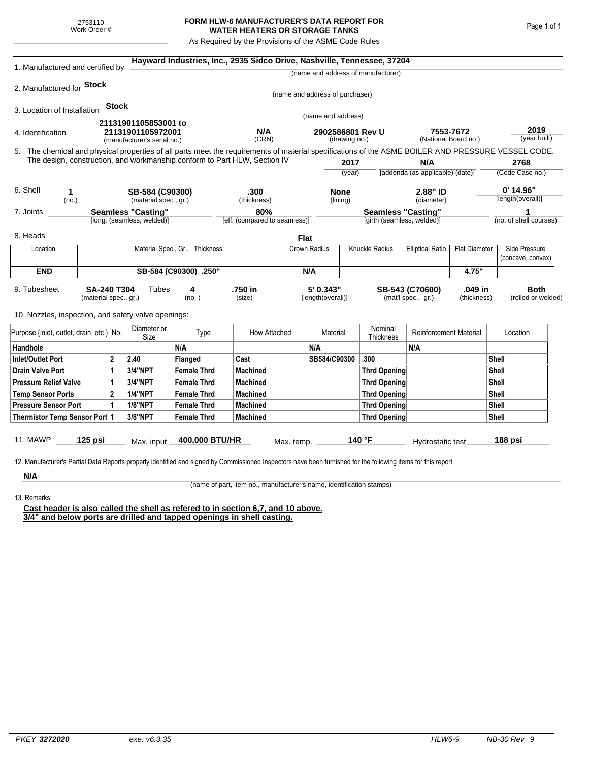2753110
Work Order #

# FORM HLW-6 MANUFACTURER'S DATA REPORT FOR WATER HEATERS OR STORAGE TANKS

As Required by the Provisions of the ASME Code Rules

1. Manufactured and certified by **Hayward Industries, Inc., 2935 Sidco Drive, Nashville, Tennessee, 37204**
(name and address of manufacturer)

2. Manufactured for **Stock**
(name and address of purchaser)

3. Location of Installation **Stock**
(name and address)

4. Identification **21131901105853001 to 21131901105972001** (manufacturer's serial no.) **N/A** (CRN) **2902586801 Rev U** (drawing no.) **7553-7672** (National Board no.) **2019** (year built)

5. The chemical and physical properties of all parts meet the requirements of material specifications of the ASME BOILER AND PRESSURE VESSEL CODE. The design, construction, and workmanship conform to Part HLW, Section IV **2017** (year) **N/A** [addenda (as applicable) (date)] **2768** (Code Case no.)

6. Shell **1** (no.) **SB-584 (C90300)** (material spec., gr.) **.300** (thickness) **None** (lining) **2.88" ID** (diameter) **0' 14.96"** [length(overall)]

7. Joints **Seamless "Casting"** [long. (seamless, welded)] **80%** [eff. (compared to seamless)] **Seamless "Casting"** [girth (seamless, welded)] **1** (no. of shell courses)

8. Heads **Flat**

| Location | Material Spec., Gr., Thickness | Crown Radius | Knuckle Radius | Elliptical Ratio | Flat Diameter | Side Pressure (concave, convex) |
|---|---|---|---|---|---|---|
| **END** | **SB-584 (C90300) .250"** | **N/A** | | | **4.75"** | |

9. Tubesheet **SA-240 T304** (material spec., gr.) Tubes **4** (no.) **.750 in** (size) **5' 0.343"** [length(overall)] **SB-543 (C70600)** (mat'l spec., gr.) **.049 in** (thickness) **Both** (rolled or welded)

10. Nozzles, inspection, and safety valve openings:

| Purpose (inlet, outlet, drain, etc.) | No. | Diameter or Size | Type | How Attached | Material | Nominal Thickness | Reinforcement Material | Location |
|---|---|---|---|---|---|---|---|---|
| **Handhole** | | | **N/A** | | **N/A** | | **N/A** | |
| **Inlet/Outlet Port** | **2** | **2.40** | **Flanged** | **Cast** | **SB584/C90300** | **.300** | | **Shell** |
| **Drain Valve Port** | **1** | **3/4"NPT** | **Female Thrd** | **Machined** | | **Thrd Opening** | | **Shell** |
| **Pressure Relief Valve** | **1** | **3/4"NPT** | **Female Thrd** | **Machined** | | **Thrd Opening** | | **Shell** |
| **Temp Sensor Ports** | **2** | **1/4"NPT** | **Female Thrd** | **Machined** | | **Thrd Opening** | | **Shell** |
| **Pressure Sensor Port** | **1** | **1/8"NPT** | **Female Thrd** | **Machined** | | **Thrd Opening** | | **Shell** |
| **Thermistor Temp Sensor Port** | **1** | **3/8"NPT** | **Female Thrd** | **Machined** | | **Thrd Opening** | | **Shell** |

11. MAWP **125 psi** Max. input **400,000 BTU/HR** Max. temp. **140 °F** Hydrostatic test **188 psi**

12. Manufacturer's Partial Data Reports properly identified and signed by Commissioned Inspectors have been furnished for the following items for this report

**N/A**
(name of part, item no., manufacturer's name, identification stamps)

13. Remarks

**Cast header is also called the shell as refered to in section 6,7, and 10 above.**
**3/4" and below ports are drilled and tapped openings in shell casting.**

*PKEY* ***3272020*** *exe: v6.3.35* *HLW6-9* *NB-30 Rev 9*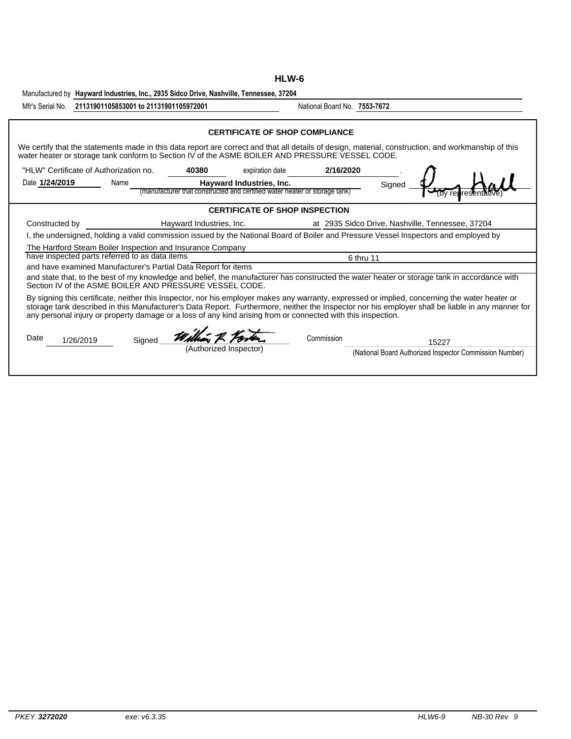# HLW-6

Manufactured by **Hayward Industries, Inc., 2935 Sidco Drive, Nashville, Tennessee, 37204**

Mfr's Serial No. **21131901105853001 to 21131901105972001** National Board No. **7553-7672**

## CERTIFICATE OF SHOP COMPLIANCE

We certify that the statements made in this data report are correct and that all details of design, material, construction, and workmanship of this water heater or storage tank conform to Section IV of the ASME BOILER AND PRESSURE VESSEL CODE.

"HLW" Certificate of Authorization no. **40380** expiration date **2/16/2020**.

Date **1/24/2019** Name **Hayward Industries, Inc.** Signed

(manufacturer that constructed and certified water heater or storage tank) (by representative)

## CERTIFICATE OF SHOP INSPECTION

Constructed by Hayward Industries, Inc. at 2935 Sidco Drive, Nashville, Tennessee, 37204

I, the undersigned, holding a valid commission issued by the National Board of Boiler and Pressure Vessel Inspectors and employed by

The Hartford Steam Boiler Inspection and Insurance Company

have inspected parts referred to as data items 6 thru 11

and have examined Manufacturer's Partial Data Report for items

and state that, to the best of my knowledge and belief, the manufacturer has constructed the water heater or storage tank in accordance with Section IV of the ASME BOILER AND PRESSURE VESSEL CODE.

By signing this certificate, neither this Inspector, nor his employer makes any warranty, expressed or implied, concerning the water heater or storage tank described in this Manufacturer's Data Report. Furthermore, neither the Inspector nor his employer shall be liable in any manner for any personal injury or property damage or a loss of any kind arising from or connected with this inspection.

Date 1/26/2019 Signed (Authorized Inspector) Commission 15227 (National Board Authorized Inspector Commission Number)

*PKEY 3272020* *exe: v6.3.35* *HLW6-9* *NB-30 Rev 9*